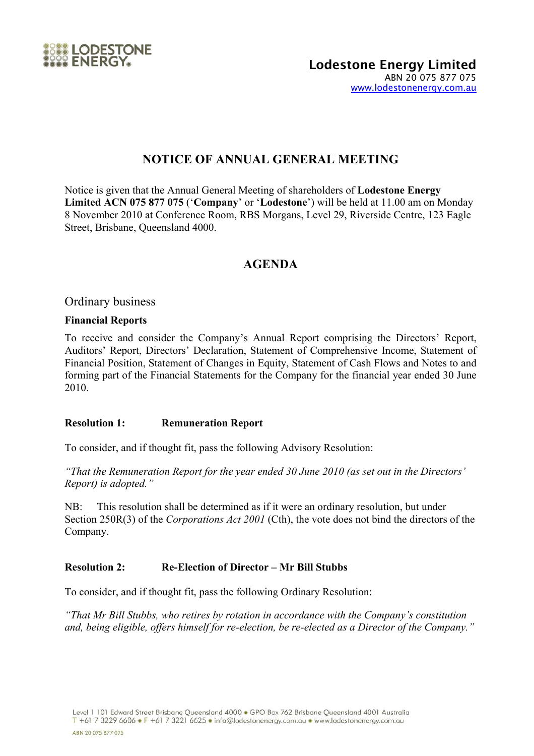**Lodestone Energy Limited**
ABN 20 075 877 075
www.lodestonenergy.com.au

# NOTICE OF ANNUAL GENERAL MEETING

Notice is given that the Annual General Meeting of shareholders of **Lodestone Energy Limited ACN 075 877 075** ('**Company**' or '**Lodestone**') will be held at 11.00 am on Monday 8 November 2010 at Conference Room, RBS Morgans, Level 29, Riverside Centre, 123 Eagle Street, Brisbane, Queensland 4000.

# AGENDA

## Ordinary business

**Financial Reports**

To receive and consider the Company's Annual Report comprising the Directors' Report, Auditors' Report, Directors' Declaration, Statement of Comprehensive Income, Statement of Financial Position, Statement of Changes in Equity, Statement of Cash Flows and Notes to and forming part of the Financial Statements for the Company for the financial year ended 30 June 2010.

**Resolution 1: Remuneration Report**

To consider, and if thought fit, pass the following Advisory Resolution:

*"That the Remuneration Report for the year ended 30 June 2010 (as set out in the Directors' Report) is adopted."*

NB: This resolution shall be determined as if it were an ordinary resolution, but under Section 250R(3) of the *Corporations Act 2001* (Cth), the vote does not bind the directors of the Company.

**Resolution 2: Re-Election of Director – Mr Bill Stubbs**

To consider, and if thought fit, pass the following Ordinary Resolution:

*"That Mr Bill Stubbs, who retires by rotation in accordance with the Company's constitution and, being eligible, offers himself for re-election, be re-elected as a Director of the Company."*

Level 1 101 Edward Street Brisbane Queensland 4000 • GPO Box 762 Brisbane Queensland 4001 Australia
T +61 7 3229 6606 • F +61 7 3221 6625 • info@lodestonenergy.com.au • www.lodestonenergy.com.au
ABN 20 075 877 075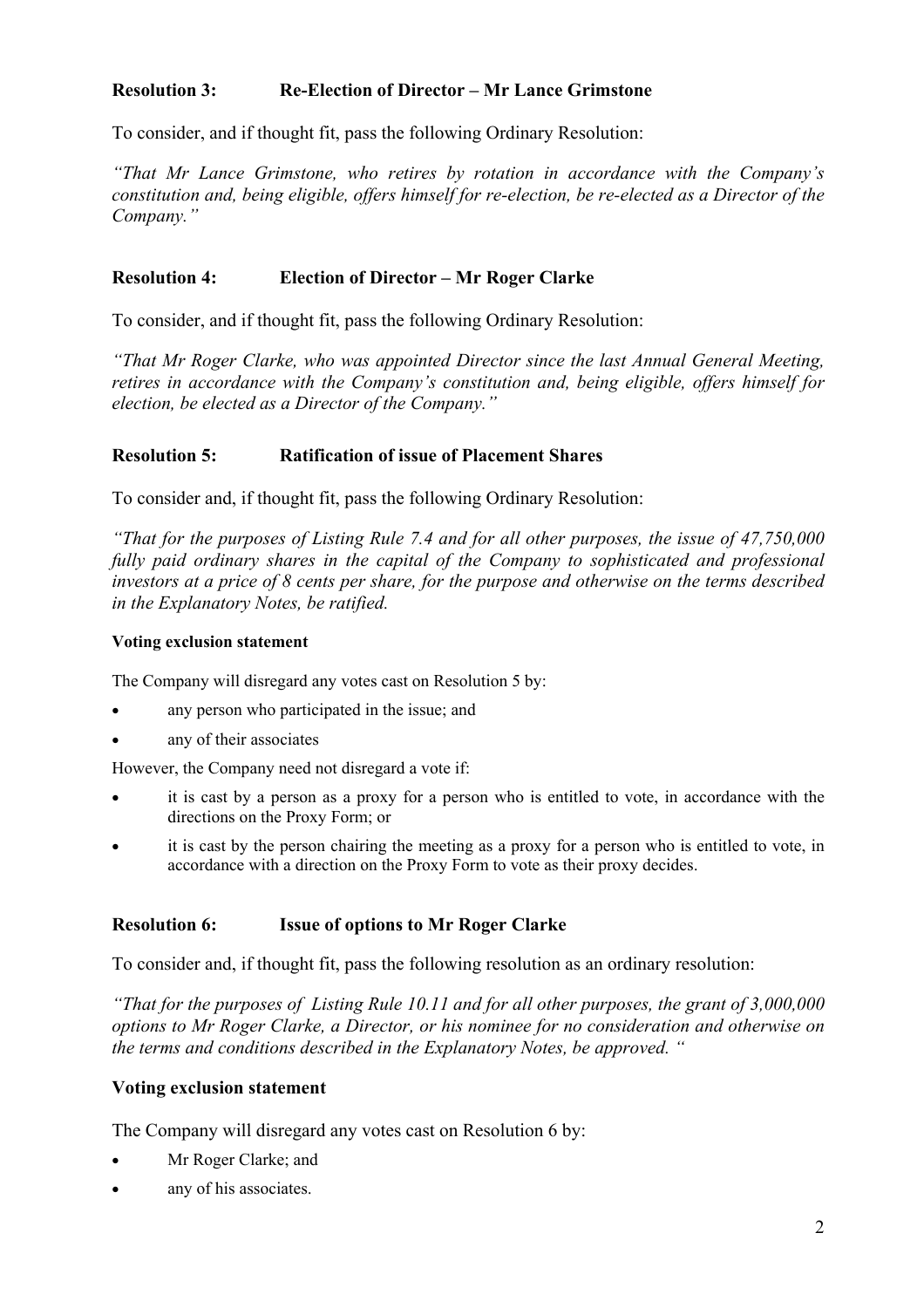### Resolution 3: Re-Election of Director – Mr Lance Grimstone

To consider, and if thought fit, pass the following Ordinary Resolution:

*"That Mr Lance Grimstone, who retires by rotation in accordance with the Company's constitution and, being eligible, offers himself for re-election, be re-elected as a Director of the Company."*

### Resolution 4: Election of Director – Mr Roger Clarke

To consider, and if thought fit, pass the following Ordinary Resolution:

*"That Mr Roger Clarke, who was appointed Director since the last Annual General Meeting, retires in accordance with the Company's constitution and, being eligible, offers himself for election, be elected as a Director of the Company."*

### Resolution 5: Ratification of issue of Placement Shares

To consider and, if thought fit, pass the following Ordinary Resolution:

*"That for the purposes of Listing Rule 7.4 and for all other purposes, the issue of 47,750,000 fully paid ordinary shares in the capital of the Company to sophisticated and professional investors at a price of 8 cents per share, for the purpose and otherwise on the terms described in the Explanatory Notes, be ratified.*

#### Voting exclusion statement

The Company will disregard any votes cast on Resolution 5 by:

- any person who participated in the issue; and
- any of their associates

However, the Company need not disregard a vote if:

- it is cast by a person as a proxy for a person who is entitled to vote, in accordance with the directions on the Proxy Form; or
- it is cast by the person chairing the meeting as a proxy for a person who is entitled to vote, in accordance with a direction on the Proxy Form to vote as their proxy decides.

### Resolution 6: Issue of options to Mr Roger Clarke

To consider and, if thought fit, pass the following resolution as an ordinary resolution:

*"That for the purposes of Listing Rule 10.11 and for all other purposes, the grant of 3,000,000 options to Mr Roger Clarke, a Director, or his nominee for no consideration and otherwise on the terms and conditions described in the Explanatory Notes, be approved. "*

#### Voting exclusion statement

The Company will disregard any votes cast on Resolution 6 by:

- Mr Roger Clarke; and
- any of his associates.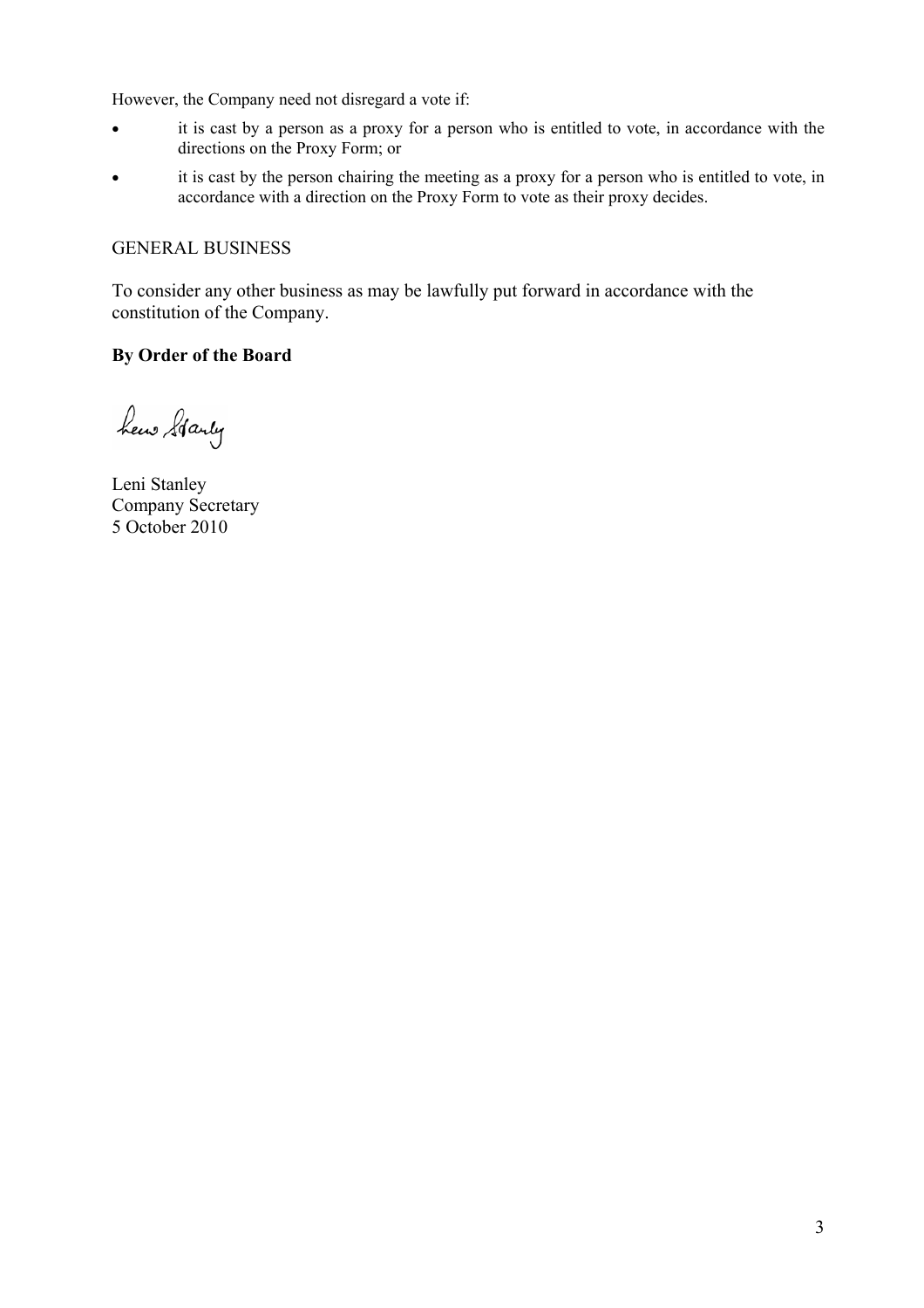However, the Company need not disregard a vote if:

- it is cast by a person as a proxy for a person who is entitled to vote, in accordance with the directions on the Proxy Form; or
- it is cast by the person chairing the meeting as a proxy for a person who is entitled to vote, in accordance with a direction on the Proxy Form to vote as their proxy decides.

## GENERAL BUSINESS

To consider any other business as may be lawfully put forward in accordance with the constitution of the Company.

**By Order of the Board**

Leni Stanley
Company Secretary
5 October 2010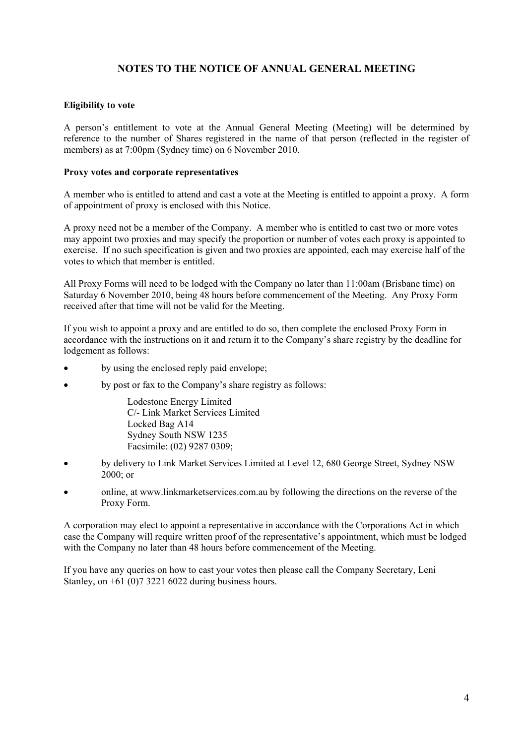## NOTES TO THE NOTICE OF ANNUAL GENERAL MEETING

**Eligibility to vote**

A person's entitlement to vote at the Annual General Meeting (Meeting) will be determined by reference to the number of Shares registered in the name of that person (reflected in the register of members) as at 7:00pm (Sydney time) on 6 November 2010.

**Proxy votes and corporate representatives**

A member who is entitled to attend and cast a vote at the Meeting is entitled to appoint a proxy. A form of appointment of proxy is enclosed with this Notice.

A proxy need not be a member of the Company. A member who is entitled to cast two or more votes may appoint two proxies and may specify the proportion or number of votes each proxy is appointed to exercise. If no such specification is given and two proxies are appointed, each may exercise half of the votes to which that member is entitled.

All Proxy Forms will need to be lodged with the Company no later than 11:00am (Brisbane time) on Saturday 6 November 2010, being 48 hours before commencement of the Meeting. Any Proxy Form received after that time will not be valid for the Meeting.

If you wish to appoint a proxy and are entitled to do so, then complete the enclosed Proxy Form in accordance with the instructions on it and return it to the Company's share registry by the deadline for lodgement as follows:

- by using the enclosed reply paid envelope;
- by post or fax to the Company's share registry as follows:

  Lodestone Energy Limited
  C/- Link Market Services Limited
  Locked Bag A14
  Sydney South NSW 1235
  Facsimile: (02) 9287 0309;

- by delivery to Link Market Services Limited at Level 12, 680 George Street, Sydney NSW 2000; or
- online, at www.linkmarketservices.com.au by following the directions on the reverse of the Proxy Form.

A corporation may elect to appoint a representative in accordance with the Corporations Act in which case the Company will require written proof of the representative's appointment, which must be lodged with the Company no later than 48 hours before commencement of the Meeting.

If you have any queries on how to cast your votes then please call the Company Secretary, Leni Stanley, on +61 (0)7 3221 6022 during business hours.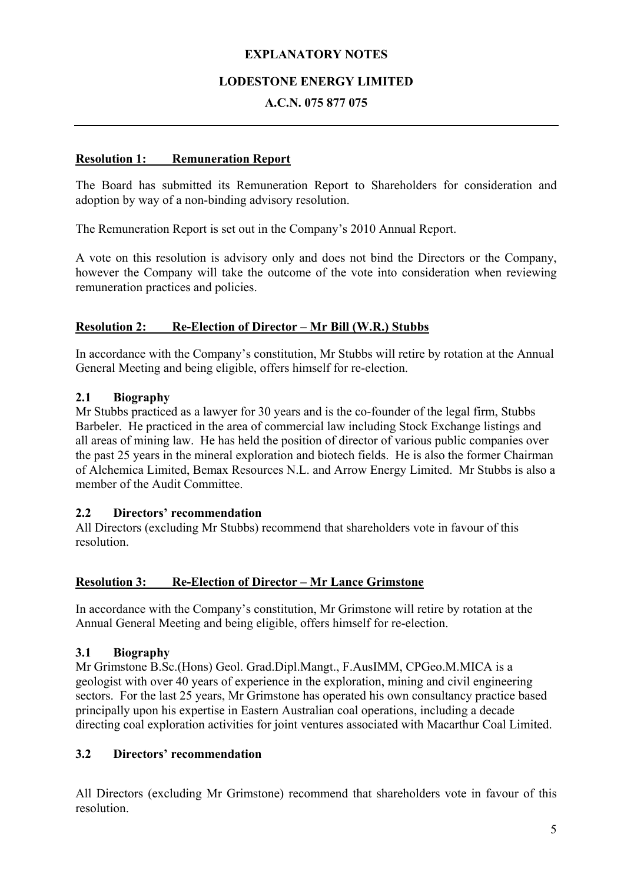**EXPLANATORY NOTES**

**LODESTONE ENERGY LIMITED**

**A.C.N. 075 877 075**

---

## Resolution 1: Remuneration Report

The Board has submitted its Remuneration Report to Shareholders for consideration and adoption by way of a non-binding advisory resolution.

The Remuneration Report is set out in the Company's 2010 Annual Report.

A vote on this resolution is advisory only and does not bind the Directors or the Company, however the Company will take the outcome of the vote into consideration when reviewing remuneration practices and policies.

## Resolution 2: Re-Election of Director – Mr Bill (W.R.) Stubbs

In accordance with the Company's constitution, Mr Stubbs will retire by rotation at the Annual General Meeting and being eligible, offers himself for re-election.

### 2.1 Biography

Mr Stubbs practiced as a lawyer for 30 years and is the co-founder of the legal firm, Stubbs Barbeler. He practiced in the area of commercial law including Stock Exchange listings and all areas of mining law. He has held the position of director of various public companies over the past 25 years in the mineral exploration and biotech fields. He is also the former Chairman of Alchemica Limited, Bemax Resources N.L. and Arrow Energy Limited. Mr Stubbs is also a member of the Audit Committee.

### 2.2 Directors' recommendation

All Directors (excluding Mr Stubbs) recommend that shareholders vote in favour of this resolution.

## Resolution 3: Re-Election of Director – Mr Lance Grimstone

In accordance with the Company's constitution, Mr Grimstone will retire by rotation at the Annual General Meeting and being eligible, offers himself for re-election.

### 3.1 Biography

Mr Grimstone B.Sc.(Hons) Geol. Grad.Dipl.Mangt., F.AusIMM, CPGeo.M.MICA is a geologist with over 40 years of experience in the exploration, mining and civil engineering sectors. For the last 25 years, Mr Grimstone has operated his own consultancy practice based principally upon his expertise in Eastern Australian coal operations, including a decade directing coal exploration activities for joint ventures associated with Macarthur Coal Limited.

### 3.2 Directors' recommendation

All Directors (excluding Mr Grimstone) recommend that shareholders vote in favour of this resolution.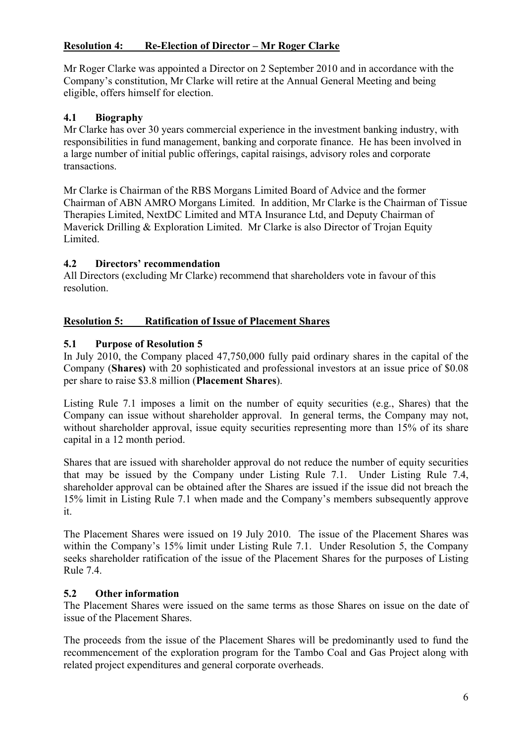## Resolution 4: Re-Election of Director – Mr Roger Clarke

Mr Roger Clarke was appointed a Director on 2 September 2010 and in accordance with the Company's constitution, Mr Clarke will retire at the Annual General Meeting and being eligible, offers himself for election.

### 4.1 Biography

Mr Clarke has over 30 years commercial experience in the investment banking industry, with responsibilities in fund management, banking and corporate finance. He has been involved in a large number of initial public offerings, capital raisings, advisory roles and corporate transactions.

Mr Clarke is Chairman of the RBS Morgans Limited Board of Advice and the former Chairman of ABN AMRO Morgans Limited. In addition, Mr Clarke is the Chairman of Tissue Therapies Limited, NextDC Limited and MTA Insurance Ltd, and Deputy Chairman of Maverick Drilling & Exploration Limited. Mr Clarke is also Director of Trojan Equity Limited.

### 4.2 Directors' recommendation

All Directors (excluding Mr Clarke) recommend that shareholders vote in favour of this resolution.

## Resolution 5: Ratification of Issue of Placement Shares

### 5.1 Purpose of Resolution 5

In July 2010, the Company placed 47,750,000 fully paid ordinary shares in the capital of the Company (**Shares)** with 20 sophisticated and professional investors at an issue price of $0.08 per share to raise $3.8 million (**Placement Shares**).

Listing Rule 7.1 imposes a limit on the number of equity securities (e.g., Shares) that the Company can issue without shareholder approval. In general terms, the Company may not, without shareholder approval, issue equity securities representing more than 15% of its share capital in a 12 month period.

Shares that are issued with shareholder approval do not reduce the number of equity securities that may be issued by the Company under Listing Rule 7.1. Under Listing Rule 7.4, shareholder approval can be obtained after the Shares are issued if the issue did not breach the 15% limit in Listing Rule 7.1 when made and the Company's members subsequently approve it.

The Placement Shares were issued on 19 July 2010. The issue of the Placement Shares was within the Company's 15% limit under Listing Rule 7.1. Under Resolution 5, the Company seeks shareholder ratification of the issue of the Placement Shares for the purposes of Listing Rule 7.4.

### 5.2 Other information

The Placement Shares were issued on the same terms as those Shares on issue on the date of issue of the Placement Shares.

The proceeds from the issue of the Placement Shares will be predominantly used to fund the recommencement of the exploration program for the Tambo Coal and Gas Project along with related project expenditures and general corporate overheads.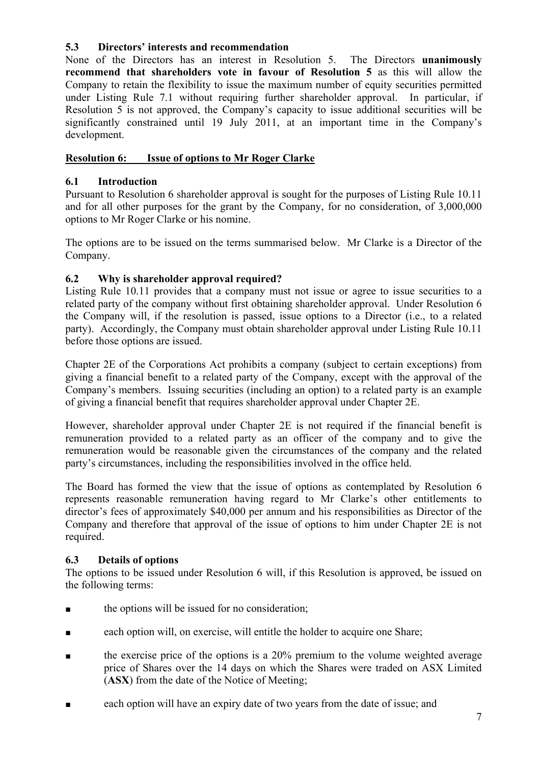### 5.3 Directors' interests and recommendation

None of the Directors has an interest in Resolution 5. The Directors **unanimously recommend that shareholders vote in favour of Resolution 5** as this will allow the Company to retain the flexibility to issue the maximum number of equity securities permitted under Listing Rule 7.1 without requiring further shareholder approval. In particular, if Resolution 5 is not approved, the Company's capacity to issue additional securities will be significantly constrained until 19 July 2011, at an important time in the Company's development.

## Resolution 6: Issue of options to Mr Roger Clarke

### 6.1 Introduction

Pursuant to Resolution 6 shareholder approval is sought for the purposes of Listing Rule 10.11 and for all other purposes for the grant by the Company, for no consideration, of 3,000,000 options to Mr Roger Clarke or his nomine.

The options are to be issued on the terms summarised below. Mr Clarke is a Director of the Company.

### 6.2 Why is shareholder approval required?

Listing Rule 10.11 provides that a company must not issue or agree to issue securities to a related party of the company without first obtaining shareholder approval. Under Resolution 6 the Company will, if the resolution is passed, issue options to a Director (i.e., to a related party). Accordingly, the Company must obtain shareholder approval under Listing Rule 10.11 before those options are issued.

Chapter 2E of the Corporations Act prohibits a company (subject to certain exceptions) from giving a financial benefit to a related party of the Company, except with the approval of the Company's members. Issuing securities (including an option) to a related party is an example of giving a financial benefit that requires shareholder approval under Chapter 2E.

However, shareholder approval under Chapter 2E is not required if the financial benefit is remuneration provided to a related party as an officer of the company and to give the remuneration would be reasonable given the circumstances of the company and the related party's circumstances, including the responsibilities involved in the office held.

The Board has formed the view that the issue of options as contemplated by Resolution 6 represents reasonable remuneration having regard to Mr Clarke's other entitlements to director's fees of approximately $40,000 per annum and his responsibilities as Director of the Company and therefore that approval of the issue of options to him under Chapter 2E is not required.

### 6.3 Details of options

The options to be issued under Resolution 6 will, if this Resolution is approved, be issued on the following terms:

- the options will be issued for no consideration;
- each option will, on exercise, will entitle the holder to acquire one Share;
- the exercise price of the options is a 20% premium to the volume weighted average price of Shares over the 14 days on which the Shares were traded on ASX Limited (**ASX**) from the date of the Notice of Meeting;
- each option will have an expiry date of two years from the date of issue; and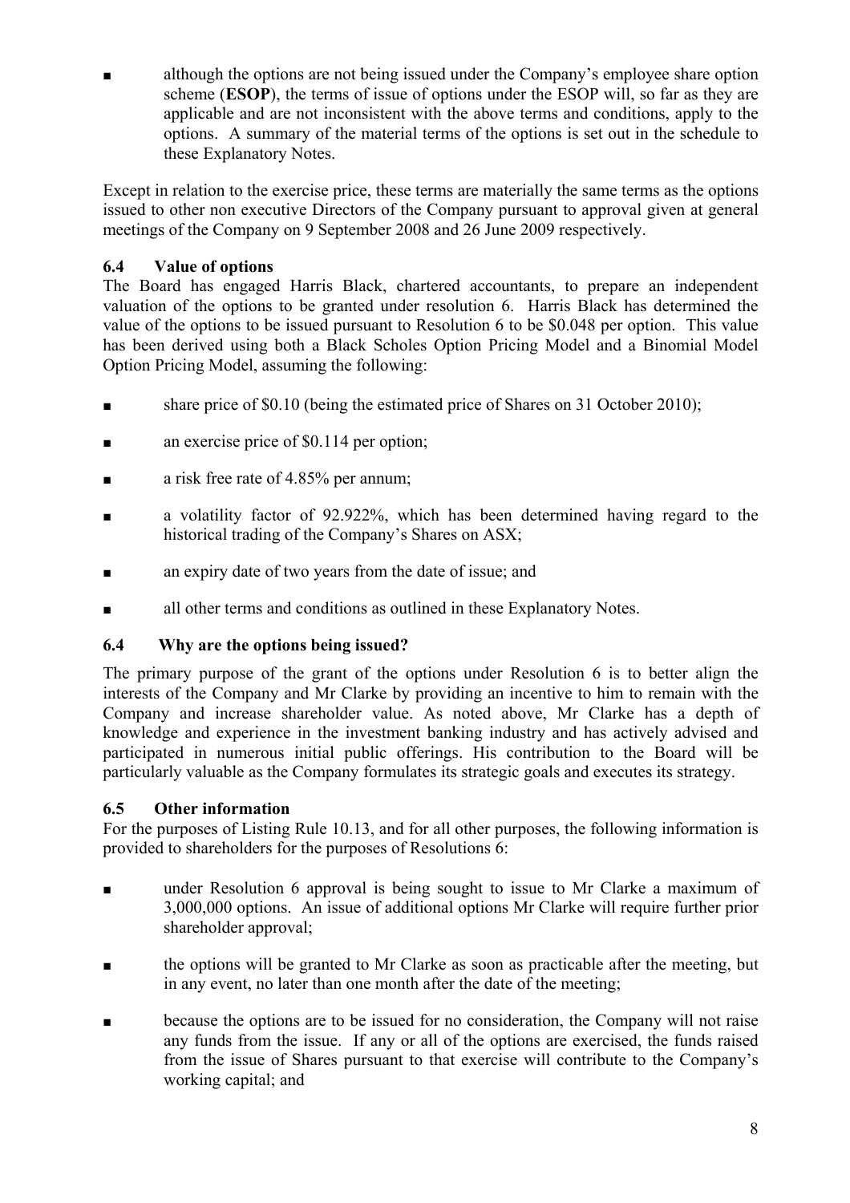- although the options are not being issued under the Company's employee share option scheme (**ESOP**), the terms of issue of options under the ESOP will, so far as they are applicable and are not inconsistent with the above terms and conditions, apply to the options. A summary of the material terms of the options is set out in the schedule to these Explanatory Notes.

Except in relation to the exercise price, these terms are materially the same terms as the options issued to other non executive Directors of the Company pursuant to approval given at general meetings of the Company on 9 September 2008 and 26 June 2009 respectively.

### 6.4 Value of options

The Board has engaged Harris Black, chartered accountants, to prepare an independent valuation of the options to be granted under resolution 6. Harris Black has determined the value of the options to be issued pursuant to Resolution 6 to be $0.048 per option. This value has been derived using both a Black Scholes Option Pricing Model and a Binomial Model Option Pricing Model, assuming the following:

- share price of $0.10 (being the estimated price of Shares on 31 October 2010);
- an exercise price of $0.114 per option;
- a risk free rate of 4.85% per annum;
- a volatility factor of 92.922%, which has been determined having regard to the historical trading of the Company's Shares on ASX;
- an expiry date of two years from the date of issue; and
- all other terms and conditions as outlined in these Explanatory Notes.

### 6.4 Why are the options being issued?

The primary purpose of the grant of the options under Resolution 6 is to better align the interests of the Company and Mr Clarke by providing an incentive to him to remain with the Company and increase shareholder value. As noted above, Mr Clarke has a depth of knowledge and experience in the investment banking industry and has actively advised and participated in numerous initial public offerings. His contribution to the Board will be particularly valuable as the Company formulates its strategic goals and executes its strategy.

### 6.5 Other information

For the purposes of Listing Rule 10.13, and for all other purposes, the following information is provided to shareholders for the purposes of Resolutions 6:

- under Resolution 6 approval is being sought to issue to Mr Clarke a maximum of 3,000,000 options. An issue of additional options Mr Clarke will require further prior shareholder approval;
- the options will be granted to Mr Clarke as soon as practicable after the meeting, but in any event, no later than one month after the date of the meeting;
- because the options are to be issued for no consideration, the Company will not raise any funds from the issue. If any or all of the options are exercised, the funds raised from the issue of Shares pursuant to that exercise will contribute to the Company's working capital; and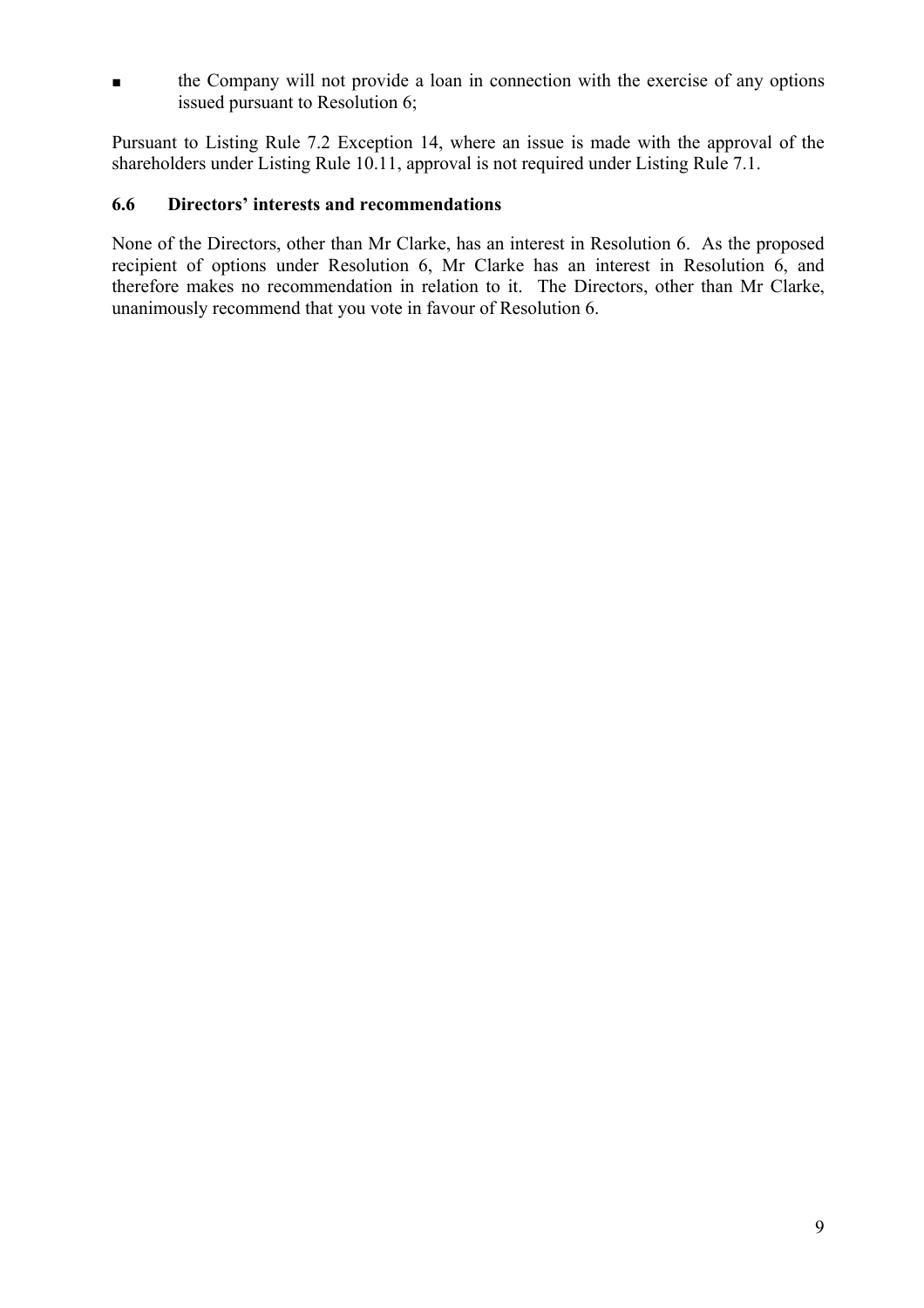- the Company will not provide a loan in connection with the exercise of any options issued pursuant to Resolution 6;

Pursuant to Listing Rule 7.2 Exception 14, where an issue is made with the approval of the shareholders under Listing Rule 10.11, approval is not required under Listing Rule 7.1.

### 6.6 Directors' interests and recommendations

None of the Directors, other than Mr Clarke, has an interest in Resolution 6. As the proposed recipient of options under Resolution 6, Mr Clarke has an interest in Resolution 6, and therefore makes no recommendation in relation to it. The Directors, other than Mr Clarke, unanimously recommend that you vote in favour of Resolution 6.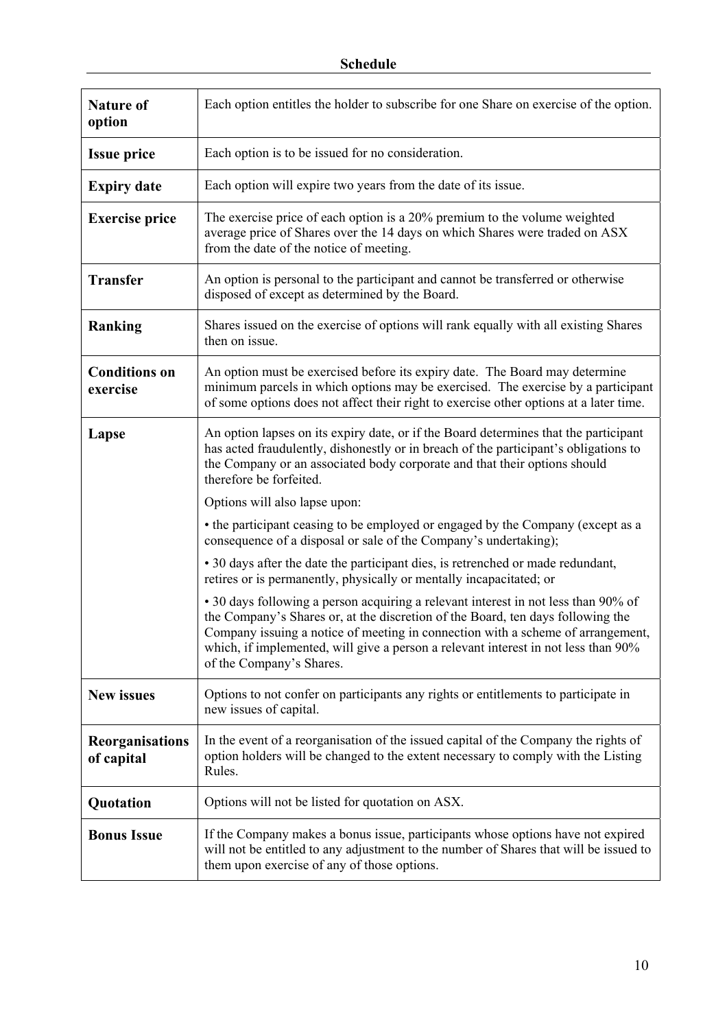## Schedule

| | |
|---|---|
| **Nature of option** | Each option entitles the holder to subscribe for one Share on exercise of the option. |
| **Issue price** | Each option is to be issued for no consideration. |
| **Expiry date** | Each option will expire two years from the date of its issue. |
| **Exercise price** | The exercise price of each option is a 20% premium to the volume weighted average price of Shares over the 14 days on which Shares were traded on ASX from the date of the notice of meeting. |
| **Transfer** | An option is personal to the participant and cannot be transferred or otherwise disposed of except as determined by the Board. |
| **Ranking** | Shares issued on the exercise of options will rank equally with all existing Shares then on issue. |
| **Conditions on exercise** | An option must be exercised before its expiry date. The Board may determine minimum parcels in which options may be exercised. The exercise by a participant of some options does not affect their right to exercise other options at a later time. |
| **Lapse** | An option lapses on its expiry date, or if the Board determines that the participant has acted fraudulently, dishonestly or in breach of the participant's obligations to the Company or an associated body corporate and that their options should therefore be forfeited.<br><br>Options will also lapse upon:<br><br>• the participant ceasing to be employed or engaged by the Company (except as a consequence of a disposal or sale of the Company's undertaking);<br><br>• 30 days after the date the participant dies, is retrenched or made redundant, retires or is permanently, physically or mentally incapacitated; or<br><br>• 30 days following a person acquiring a relevant interest in not less than 90% of the Company's Shares or, at the discretion of the Board, ten days following the Company issuing a notice of meeting in connection with a scheme of arrangement, which, if implemented, will give a person a relevant interest in not less than 90% of the Company's Shares. |
| **New issues** | Options to not confer on participants any rights or entitlements to participate in new issues of capital. |
| **Reorganisations of capital** | In the event of a reorganisation of the issued capital of the Company the rights of option holders will be changed to the extent necessary to comply with the Listing Rules. |
| **Quotation** | Options will not be listed for quotation on ASX. |
| **Bonus Issue** | If the Company makes a bonus issue, participants whose options have not expired will not be entitled to any adjustment to the number of Shares that will be issued to them upon exercise of any of those options. |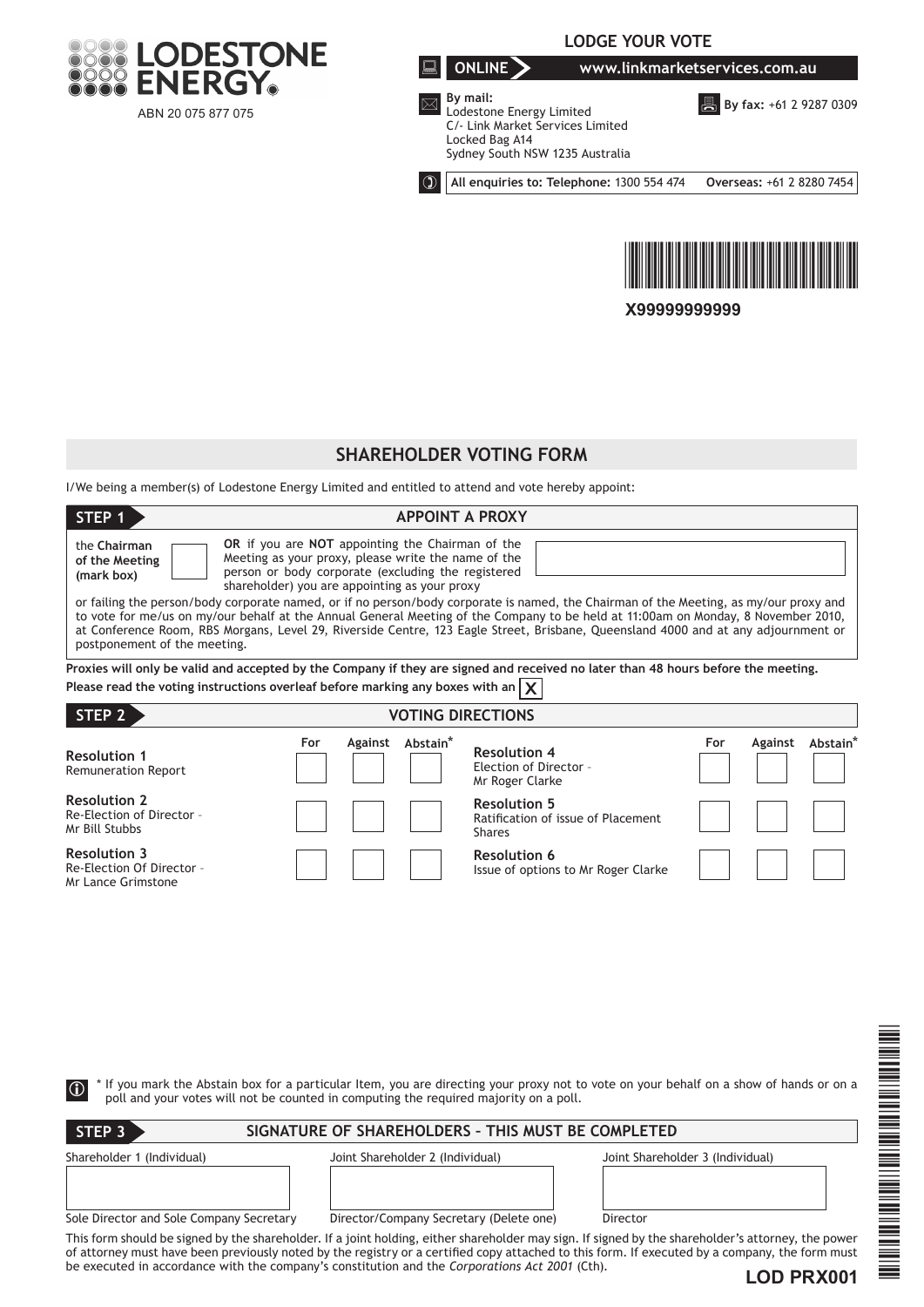# LODESTONE ENERGY

ABN 20 075 877 075

## LODGE YOUR VOTE

**ONLINE** www.linkmarketservices.com.au

**By mail:**
Lodestone Energy Limited
C/- Link Market Services Limited
Locked Bag A14
Sydney South NSW 1235 Australia

**By fax:** +61 2 9287 0309

**All enquiries to: Telephone:** 1300 554 474 **Overseas:** +61 2 8280 7454

X99999999999

## SHAREHOLDER VOTING FORM

I/We being a member(s) of Lodestone Energy Limited and entitled to attend and vote hereby appoint:

### STEP 1 APPOINT A PROXY

the **Chairman of the Meeting (mark box)** ☐

**OR** if you are **NOT** appointing the Chairman of the Meeting as your proxy, please write the name of the person or body corporate (excluding the registered shareholder) you are appointing as your proxy

or failing the person/body corporate named, or if no person/body corporate is named, the Chairman of the Meeting, as my/our proxy and to vote for me/us on my/our behalf at the Annual General Meeting of the Company to be held at 11:00am on Monday, 8 November 2010, at Conference Room, RBS Morgans, Level 29, Riverside Centre, 123 Eagle Street, Brisbane, Queensland 4000 and at any adjournment or postponement of the meeting.

**Proxies will only be valid and accepted by the Company if they are signed and received no later than 48 hours before the meeting.**

**Please read the voting instructions overleaf before marking any boxes with an** X

### STEP 2 VOTING DIRECTIONS

| | For | Against | Abstain* |
|---|---|---|---|
| **Resolution 1** Remuneration Report | ☐ | ☐ | ☐ |
| **Resolution 2** Re-Election of Director – Mr Bill Stubbs | ☐ | ☐ | ☐ |
| **Resolution 3** Re-Election Of Director – Mr Lance Grimstone | ☐ | ☐ | ☐ |
| **Resolution 4** Election of Director – Mr Roger Clarke | ☐ | ☐ | ☐ |
| **Resolution 5** Ratification of issue of Placement Shares | ☐ | ☐ | ☐ |
| **Resolution 6** Issue of options to Mr Roger Clarke | ☐ | ☐ | ☐ |

* If you mark the Abstain box for a particular Item, you are directing your proxy not to vote on your behalf on a show of hands or on a poll and your votes will not be counted in computing the required majority on a poll.

### STEP 3 SIGNATURE OF SHAREHOLDERS – THIS MUST BE COMPLETED

| Shareholder 1 (Individual) | Joint Shareholder 2 (Individual) | Joint Shareholder 3 (Individual) |
|---|---|---|
| | | |
| Sole Director and Sole Company Secretary | Director/Company Secretary (Delete one) | Director |

This form should be signed by the shareholder. If a joint holding, either shareholder may sign. If signed by the shareholder's attorney, the power of attorney must have been previously noted by the registry or a certified copy attached to this form. If executed by a company, the form must be executed in accordance with the company's constitution and the *Corporations Act 2001* (Cth).

LOD PRX001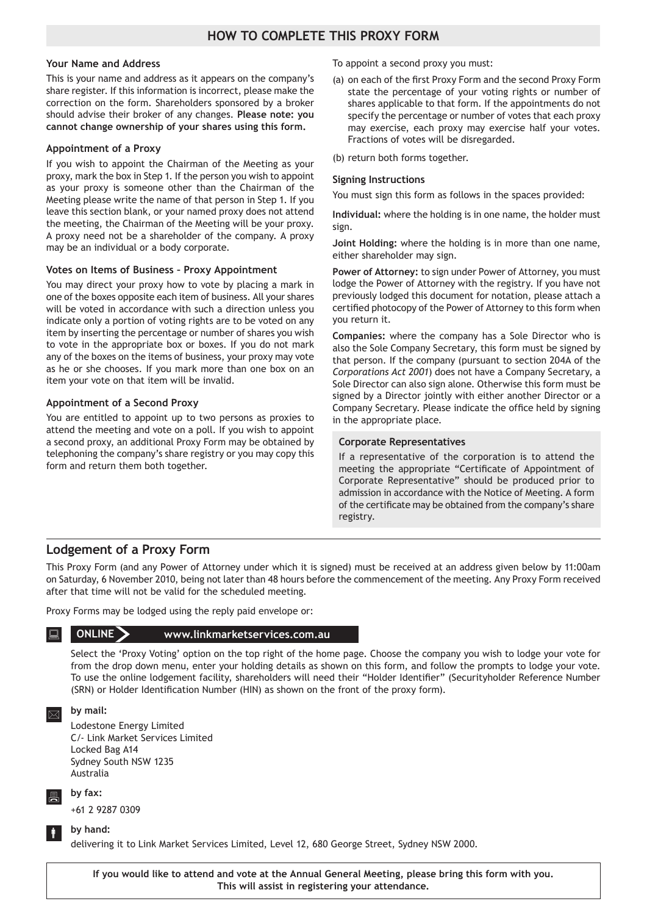# HOW TO COMPLETE THIS PROXY FORM

### Your Name and Address

This is your name and address as it appears on the company's share register. If this information is incorrect, please make the correction on the form. Shareholders sponsored by a broker should advise their broker of any changes. **Please note: you cannot change ownership of your shares using this form.**

### Appointment of a Proxy

If you wish to appoint the Chairman of the Meeting as your proxy, mark the box in Step 1. If the person you wish to appoint as your proxy is someone other than the Chairman of the Meeting please write the name of that person in Step 1. If you leave this section blank, or your named proxy does not attend the meeting, the Chairman of the Meeting will be your proxy. A proxy need not be a shareholder of the company. A proxy may be an individual or a body corporate.

### Votes on Items of Business – Proxy Appointment

You may direct your proxy how to vote by placing a mark in one of the boxes opposite each item of business. All your shares will be voted in accordance with such a direction unless you indicate only a portion of voting rights are to be voted on any item by inserting the percentage or number of shares you wish to vote in the appropriate box or boxes. If you do not mark any of the boxes on the items of business, your proxy may vote as he or she chooses. If you mark more than one box on an item your vote on that item will be invalid.

### Appointment of a Second Proxy

You are entitled to appoint up to two persons as proxies to attend the meeting and vote on a poll. If you wish to appoint a second proxy, an additional Proxy Form may be obtained by telephoning the company's share registry or you may copy this form and return them both together.

To appoint a second proxy you must:

(a) on each of the first Proxy Form and the second Proxy Form state the percentage of your voting rights or number of shares applicable to that form. If the appointments do not specify the percentage or number of votes that each proxy may exercise, each proxy may exercise half your votes. Fractions of votes will be disregarded.

(b) return both forms together.

### Signing Instructions

You must sign this form as follows in the spaces provided:

**Individual:** where the holding is in one name, the holder must sign.

**Joint Holding:** where the holding is in more than one name, either shareholder may sign.

**Power of Attorney:** to sign under Power of Attorney, you must lodge the Power of Attorney with the registry. If you have not previously lodged this document for notation, please attach a certified photocopy of the Power of Attorney to this form when you return it.

**Companies:** where the company has a Sole Director who is also the Sole Company Secretary, this form must be signed by that person. If the company (pursuant to section 204A of the *Corporations Act 2001*) does not have a Company Secretary, a Sole Director can also sign alone. Otherwise this form must be signed by a Director jointly with either another Director or a Company Secretary. Please indicate the office held by signing in the appropriate place.

### Corporate Representatives

If a representative of the corporation is to attend the meeting the appropriate "Certificate of Appointment of Corporate Representative" should be produced prior to admission in accordance with the Notice of Meeting. A form of the certificate may be obtained from the company's share registry.

## Lodgement of a Proxy Form

This Proxy Form (and any Power of Attorney under which it is signed) must be received at an address given below by 11:00am on Saturday, 6 November 2010, being not later than 48 hours before the commencement of the meeting. Any Proxy Form received after that time will not be valid for the scheduled meeting.

Proxy Forms may be lodged using the reply paid envelope or:

**ONLINE** **www.linkmarketservices.com.au**

Select the 'Proxy Voting' option on the top right of the home page. Choose the company you wish to lodge your vote for from the drop down menu, enter your holding details as shown on this form, and follow the prompts to lodge your vote. To use the online lodgement facility, shareholders will need their "Holder Identifier" (Securityholder Reference Number (SRN) or Holder Identification Number (HIN) as shown on the front of the proxy form).

**by mail:**

Lodestone Energy Limited
C/- Link Market Services Limited
Locked Bag A14
Sydney South NSW 1235
Australia

**by fax:**

+61 2 9287 0309

**by hand:**

delivering it to Link Market Services Limited, Level 12, 680 George Street, Sydney NSW 2000.

**If you would like to attend and vote at the Annual General Meeting, please bring this form with you. This will assist in registering your attendance.**